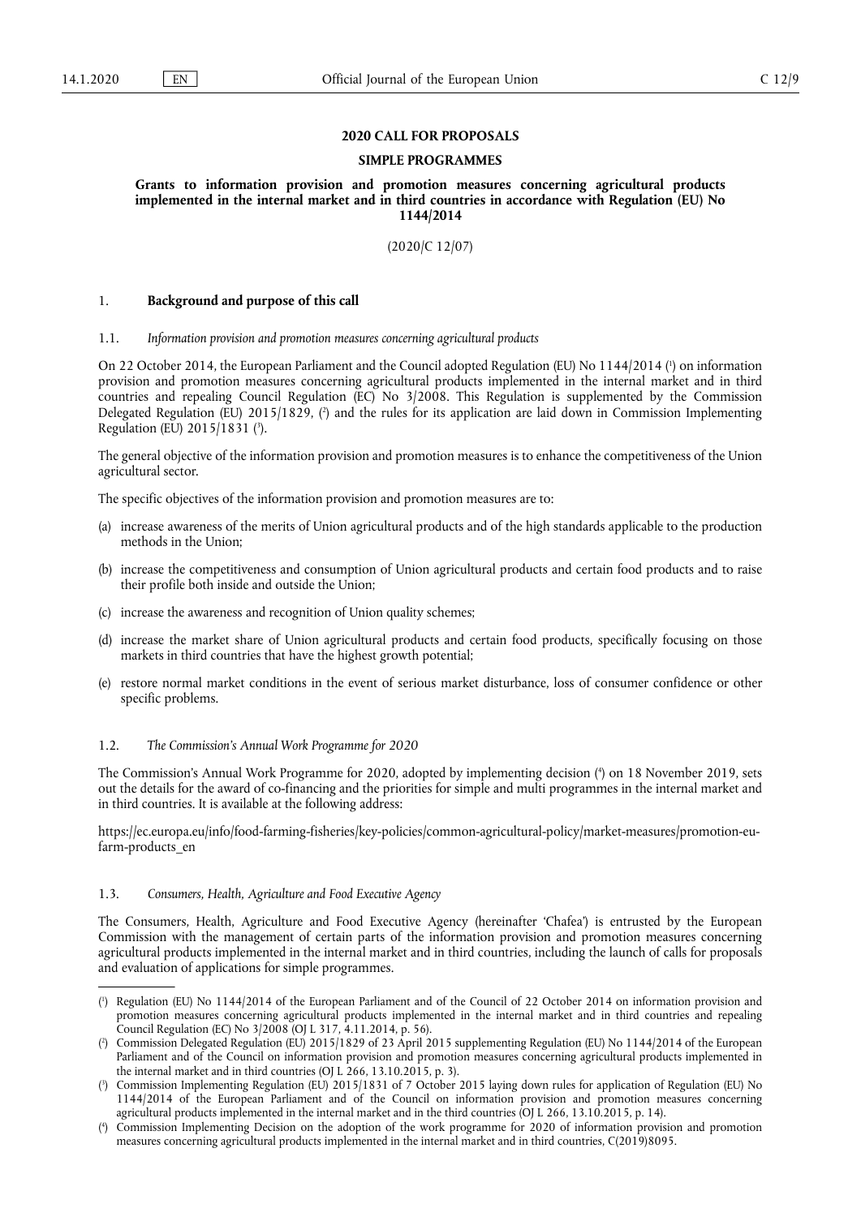**2020 CALL FOR PROPOSALS**

**SIMPLE PROGRAMMES**

**Grants to information provision and promotion measures concerning agricultural products implemented in the internal market and in third countries in accordance with Regulation (EU) No 1144/2014**

(2020/C 12/07)

## 1. Background and purpose of this call

### 1.1. *Information provision and promotion measures concerning agricultural products*

On 22 October 2014, the European Parliament and the Council adopted Regulation (EU) No 1144/2014 [1] on information provision and promotion measures concerning agricultural products implemented in the internal market and in third countries and repealing Council Regulation (EC) No 3/2008. This Regulation is supplemented by the Commission Delegated Regulation (EU) 2015/1829, [2] and the rules for its application are laid down in Commission Implementing Regulation (EU) 2015/1831 [3].

The general objective of the information provision and promotion measures is to enhance the competitiveness of the Union agricultural sector.

The specific objectives of the information provision and promotion measures are to:

(a) increase awareness of the merits of Union agricultural products and of the high standards applicable to the production methods in the Union;

(b) increase the competitiveness and consumption of Union agricultural products and certain food products and to raise their profile both inside and outside the Union;

(c) increase the awareness and recognition of Union quality schemes;

(d) increase the market share of Union agricultural products and certain food products, specifically focusing on those markets in third countries that have the highest growth potential;

(e) restore normal market conditions in the event of serious market disturbance, loss of consumer confidence or other specific problems.

### 1.2. *The Commission's Annual Work Programme for 2020*

The Commission's Annual Work Programme for 2020, adopted by implementing decision [4] on 18 November 2019, sets out the details for the award of co-financing and the priorities for simple and multi programmes in the internal market and in third countries. It is available at the following address:

https://ec.europa.eu/info/food-farming-fisheries/key-policies/common-agricultural-policy/market-measures/promotion-eu-farm-products_en

### 1.3. *Consumers, Health, Agriculture and Food Executive Agency*

The Consumers, Health, Agriculture and Food Executive Agency (hereinafter 'Chafea') is entrusted by the European Commission with the management of certain parts of the information provision and promotion measures concerning agricultural products implemented in the internal market and in third countries, including the launch of calls for proposals and evaluation of applications for simple programmes.

---

[1] Regulation (EU) No 1144/2014 of the European Parliament and of the Council of 22 October 2014 on information provision and promotion measures concerning agricultural products implemented in the internal market and in third countries and repealing Council Regulation (EC) No 3/2008 (OJ L 317, 4.11.2014, p. 56).

[2] Commission Delegated Regulation (EU) 2015/1829 of 23 April 2015 supplementing Regulation (EU) No 1144/2014 of the European Parliament and of the Council on information provision and promotion measures concerning agricultural products implemented in the internal market and in third countries (OJ L 266, 13.10.2015, p. 3).

[3] Commission Implementing Regulation (EU) 2015/1831 of 7 October 2015 laying down rules for application of Regulation (EU) No 1144/2014 of the European Parliament and of the Council on information provision and promotion measures concerning agricultural products implemented in the internal market and in the third countries (OJ L 266, 13.10.2015, p. 14).

[4] Commission Implementing Decision on the adoption of the work programme for 2020 of information provision and promotion measures concerning agricultural products implemented in the internal market and in third countries, C(2019)8095.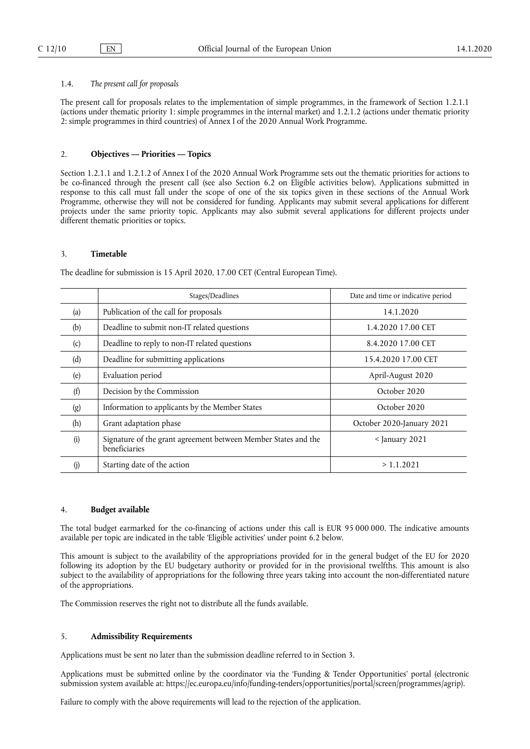### 1.4. *The present call for proposals*

The present call for proposals relates to the implementation of simple programmes, in the framework of Section 1.2.1.1 (actions under thematic priority 1: simple programmes in the internal market) and 1.2.1.2 (actions under thematic priority 2: simple programmes in third countries) of Annex I of the 2020 Annual Work Programme.

## 2. **Objectives — Priorities — Topics**

Section 1.2.1.1 and 1.2.1.2 of Annex I of the 2020 Annual Work Programme sets out the thematic priorities for actions to be co-financed through the present call (see also Section 6.2 on Eligible activities below). Applications submitted in response to this call must fall under the scope of one of the six topics given in these sections of the Annual Work Programme, otherwise they will not be considered for funding. Applicants may submit several applications for different projects under the same priority topic. Applicants may also submit several applications for different projects under different thematic priorities or topics.

## 3. **Timetable**

The deadline for submission is 15 April 2020, 17.00 CET (Central European Time).

| | Stages/Deadlines | Date and time or indicative period |
|---|---|---|
| (a) | Publication of the call for proposals | 14.1.2020 |
| (b) | Deadline to submit non-IT related questions | 1.4.2020 17.00 CET |
| (c) | Deadline to reply to non-IT related questions | 8.4.2020 17.00 CET |
| (d) | Deadline for submitting applications | 15.4.2020 17.00 CET |
| (e) | Evaluation period | April-August 2020 |
| (f) | Decision by the Commission | October 2020 |
| (g) | Information to applicants by the Member States | October 2020 |
| (h) | Grant adaptation phase | October 2020-January 2021 |
| (i) | Signature of the grant agreement between Member States and the beneficiaries | < January 2021 |
| (j) | Starting date of the action | > 1.1.2021 |

## 4. **Budget available**

The total budget earmarked for the co-financing of actions under this call is EUR 95 000 000. The indicative amounts available per topic are indicated in the table 'Eligible activities' under point 6.2 below.

This amount is subject to the availability of the appropriations provided for in the general budget of the EU for 2020 following its adoption by the EU budgetary authority or provided for in the provisional twelfths. This amount is also subject to the availability of appropriations for the following three years taking into account the non-differentiated nature of the appropriations.

The Commission reserves the right not to distribute all the funds available.

## 5. **Admissibility Requirements**

Applications must be sent no later than the submission deadline referred to in Section 3.

Applications must be submitted online by the coordinator via the 'Funding & Tender Opportunities' portal (electronic submission system available at: https://ec.europa.eu/info/funding-tenders/opportunities/portal/screen/programmes/agrip).

Failure to comply with the above requirements will lead to the rejection of the application.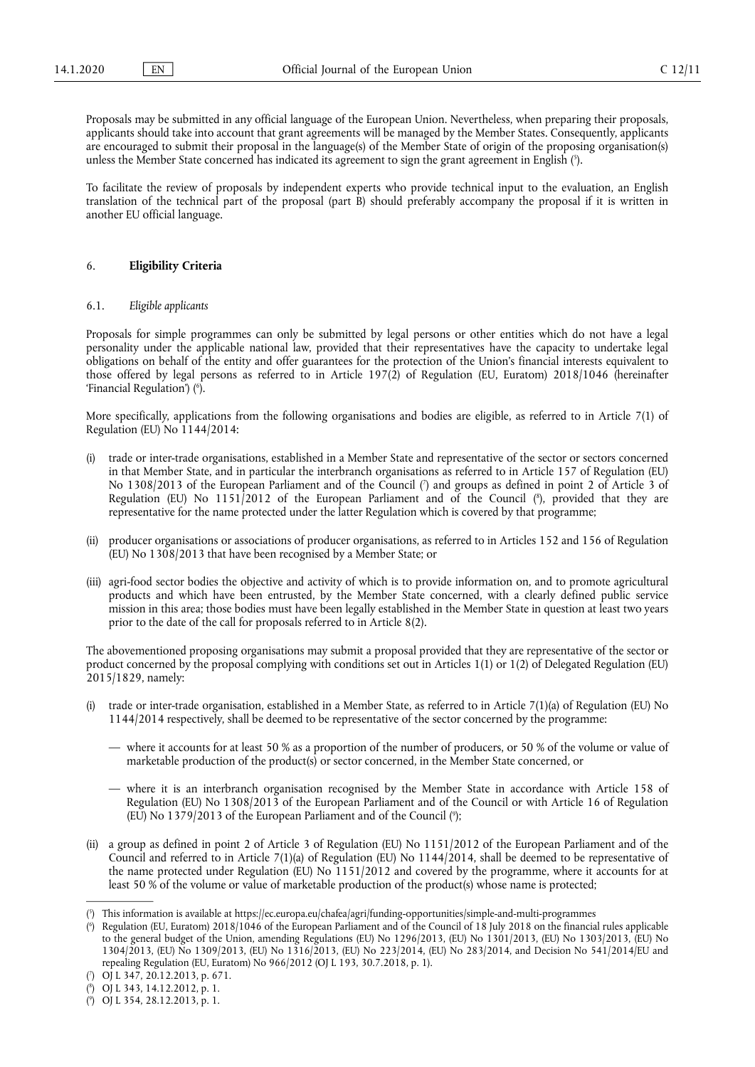Proposals may be submitted in any official language of the European Union. Nevertheless, when preparing their proposals, applicants should take into account that grant agreements will be managed by the Member States. Consequently, applicants are encouraged to submit their proposal in the language(s) of the Member State of origin of the proposing organisation(s) unless the Member State concerned has indicated its agreement to sign the grant agreement in English [5].

To facilitate the review of proposals by independent experts who provide technical input to the evaluation, an English translation of the technical part of the proposal (part B) should preferably accompany the proposal if it is written in another EU official language.

## 6. **Eligibility Criteria**

### 6.1. *Eligible applicants*

Proposals for simple programmes can only be submitted by legal persons or other entities which do not have a legal personality under the applicable national law, provided that their representatives have the capacity to undertake legal obligations on behalf of the entity and offer guarantees for the protection of the Union's financial interests equivalent to those offered by legal persons as referred to in Article 197(2) of Regulation (EU, Euratom) 2018/1046 (hereinafter 'Financial Regulation') [6].

More specifically, applications from the following organisations and bodies are eligible, as referred to in Article 7(1) of Regulation (EU) No 1144/2014:

(i) trade or inter-trade organisations, established in a Member State and representative of the sector or sectors concerned in that Member State, and in particular the interbranch organisations as referred to in Article 157 of Regulation (EU) No 1308/2013 of the European Parliament and of the Council [7] and groups as defined in point 2 of Article 3 of Regulation (EU) No 1151/2012 of the European Parliament and of the Council [8], provided that they are representative for the name protected under the latter Regulation which is covered by that programme;

(ii) producer organisations or associations of producer organisations, as referred to in Articles 152 and 156 of Regulation (EU) No 1308/2013 that have been recognised by a Member State; or

(iii) agri-food sector bodies the objective and activity of which is to provide information on, and to promote agricultural products and which have been entrusted, by the Member State concerned, with a clearly defined public service mission in this area; those bodies must have been legally established in the Member State in question at least two years prior to the date of the call for proposals referred to in Article 8(2).

The abovementioned proposing organisations may submit a proposal provided that they are representative of the sector or product concerned by the proposal complying with conditions set out in Articles 1(1) or 1(2) of Delegated Regulation (EU) 2015/1829, namely:

(i) trade or inter-trade organisation, established in a Member State, as referred to in Article 7(1)(a) of Regulation (EU) No 1144/2014 respectively, shall be deemed to be representative of the sector concerned by the programme:

   — where it accounts for at least 50 % as a proportion of the number of producers, or 50 % of the volume or value of marketable production of the product(s) or sector concerned, in the Member State concerned, or

   — where it is an interbranch organisation recognised by the Member State in accordance with Article 158 of Regulation (EU) No 1308/2013 of the European Parliament and of the Council or with Article 16 of Regulation (EU) No 1379/2013 of the European Parliament and of the Council [9];

(ii) a group as defined in point 2 of Article 3 of Regulation (EU) No 1151/2012 of the European Parliament and of the Council and referred to in Article 7(1)(a) of Regulation (EU) No 1144/2014, shall be deemed to be representative of the name protected under Regulation (EU) No 1151/2012 and covered by the programme, where it accounts for at least 50 % of the volume or value of marketable production of the product(s) whose name is protected;

---

[5] This information is available at https://ec.europa.eu/chafea/agri/funding-opportunities/simple-and-multi-programmes

[6] Regulation (EU, Euratom) 2018/1046 of the European Parliament and of the Council of 18 July 2018 on the financial rules applicable to the general budget of the Union, amending Regulations (EU) No 1296/2013, (EU) No 1301/2013, (EU) No 1303/2013, (EU) No 1304/2013, (EU) No 1309/2013, (EU) No 1316/2013, (EU) No 223/2014, (EU) No 283/2014, and Decision No 541/2014/EU and repealing Regulation (EU, Euratom) No 966/2012 (OJ L 193, 30.7.2018, p. 1).

[7] OJ L 347, 20.12.2013, p. 671.

[8] OJ L 343, 14.12.2012, p. 1.

[9] OJ L 354, 28.12.2013, p. 1.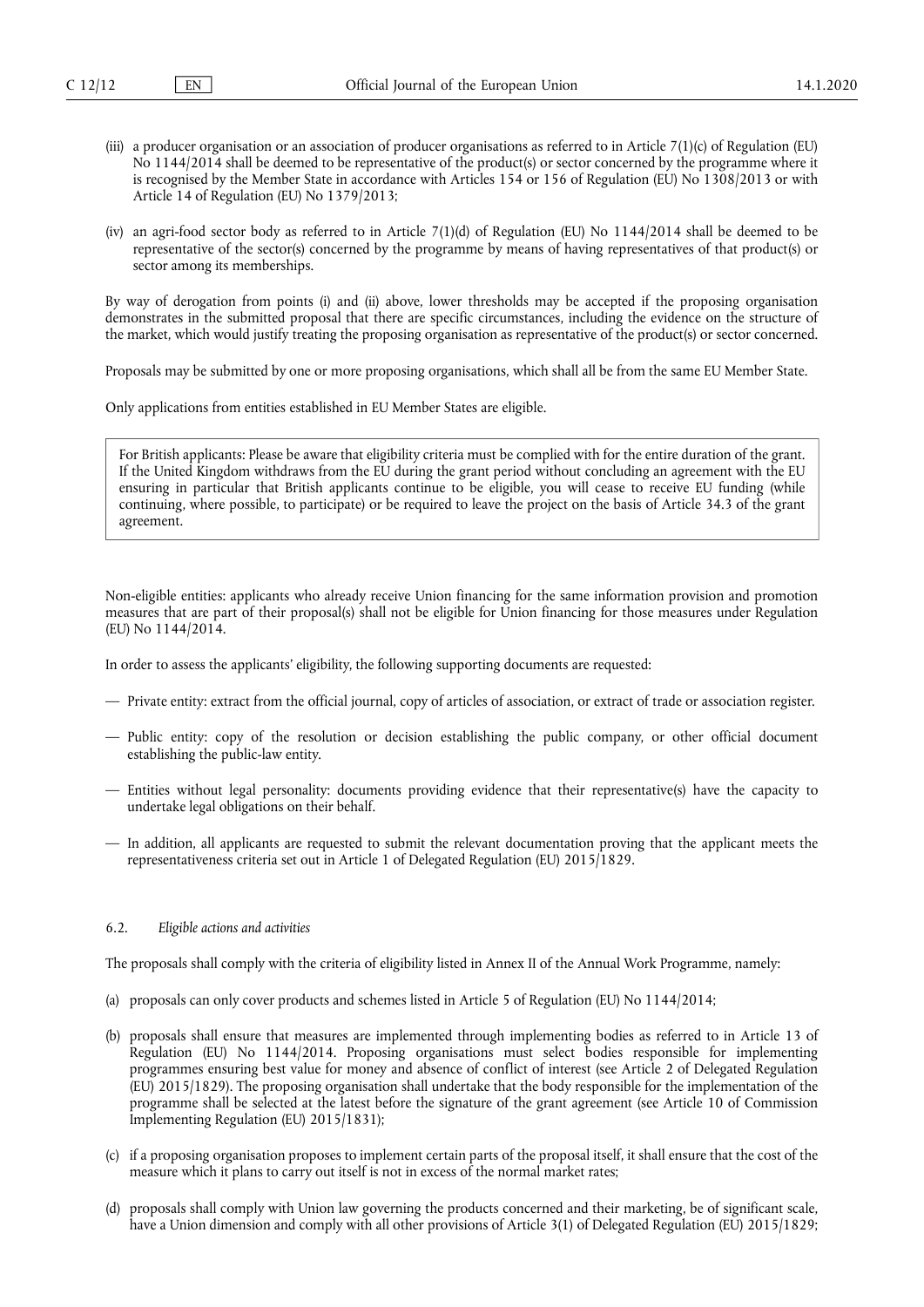(iii) a producer organisation or an association of producer organisations as referred to in Article 7(1)(c) of Regulation (EU) No 1144/2014 shall be deemed to be representative of the product(s) or sector concerned by the programme where it is recognised by the Member State in accordance with Articles 154 or 156 of Regulation (EU) No 1308/2013 or with Article 14 of Regulation (EU) No 1379/2013;

(iv) an agri-food sector body as referred to in Article 7(1)(d) of Regulation (EU) No 1144/2014 shall be deemed to be representative of the sector(s) concerned by the programme by means of having representatives of that product(s) or sector among its memberships.

By way of derogation from points (i) and (ii) above, lower thresholds may be accepted if the proposing organisation demonstrates in the submitted proposal that there are specific circumstances, including the evidence on the structure of the market, which would justify treating the proposing organisation as representative of the product(s) or sector concerned.

Proposals may be submitted by one or more proposing organisations, which shall all be from the same EU Member State.

Only applications from entities established in EU Member States are eligible.

> For British applicants: Please be aware that eligibility criteria must be complied with for the entire duration of the grant. If the United Kingdom withdraws from the EU during the grant period without concluding an agreement with the EU ensuring in particular that British applicants continue to be eligible, you will cease to receive EU funding (while continuing, where possible, to participate) or be required to leave the project on the basis of Article 34.3 of the grant agreement.

Non-eligible entities: applicants who already receive Union financing for the same information provision and promotion measures that are part of their proposal(s) shall not be eligible for Union financing for those measures under Regulation (EU) No 1144/2014.

In order to assess the applicants' eligibility, the following supporting documents are requested:

— Private entity: extract from the official journal, copy of articles of association, or extract of trade or association register.

— Public entity: copy of the resolution or decision establishing the public company, or other official document establishing the public-law entity.

— Entities without legal personality: documents providing evidence that their representative(s) have the capacity to undertake legal obligations on their behalf.

— In addition, all applicants are requested to submit the relevant documentation proving that the applicant meets the representativeness criteria set out in Article 1 of Delegated Regulation (EU) 2015/1829.

### 6.2. *Eligible actions and activities*

The proposals shall comply with the criteria of eligibility listed in Annex II of the Annual Work Programme, namely:

(a) proposals can only cover products and schemes listed in Article 5 of Regulation (EU) No 1144/2014;

(b) proposals shall ensure that measures are implemented through implementing bodies as referred to in Article 13 of Regulation (EU) No 1144/2014. Proposing organisations must select bodies responsible for implementing programmes ensuring best value for money and absence of conflict of interest (see Article 2 of Delegated Regulation (EU) 2015/1829). The proposing organisation shall undertake that the body responsible for the implementation of the programme shall be selected at the latest before the signature of the grant agreement (see Article 10 of Commission Implementing Regulation (EU) 2015/1831);

(c) if a proposing organisation proposes to implement certain parts of the proposal itself, it shall ensure that the cost of the measure which it plans to carry out itself is not in excess of the normal market rates;

(d) proposals shall comply with Union law governing the products concerned and their marketing, be of significant scale, have a Union dimension and comply with all other provisions of Article 3(1) of Delegated Regulation (EU) 2015/1829;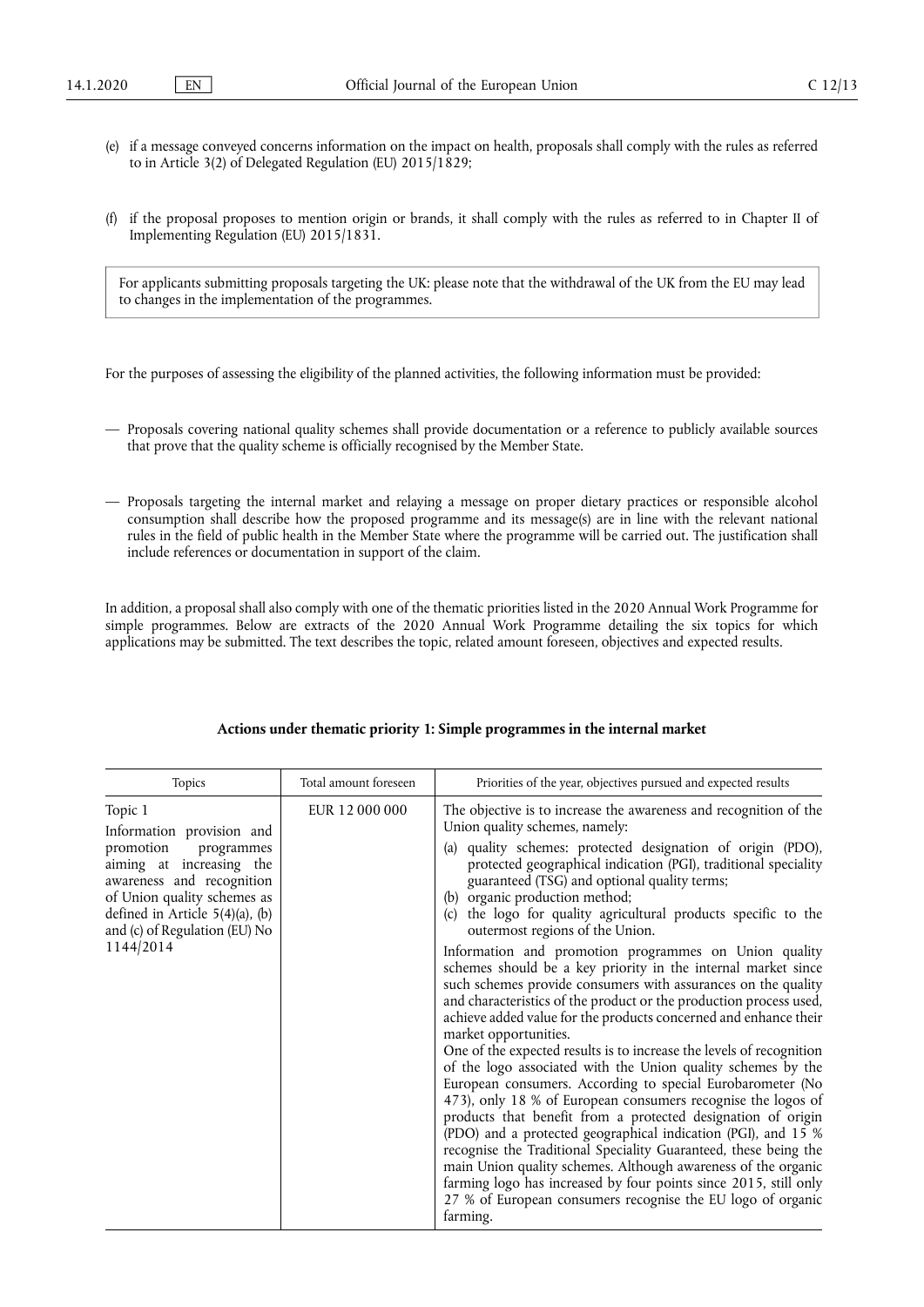(e) if a message conveyed concerns information on the impact on health, proposals shall comply with the rules as referred to in Article 3(2) of Delegated Regulation (EU) 2015/1829;

(f) if the proposal proposes to mention origin or brands, it shall comply with the rules as referred to in Chapter II of Implementing Regulation (EU) 2015/1831.

> For applicants submitting proposals targeting the UK: please note that the withdrawal of the UK from the EU may lead to changes in the implementation of the programmes.

For the purposes of assessing the eligibility of the planned activities, the following information must be provided:

— Proposals covering national quality schemes shall provide documentation or a reference to publicly available sources that prove that the quality scheme is officially recognised by the Member State.

— Proposals targeting the internal market and relaying a message on proper dietary practices or responsible alcohol consumption shall describe how the proposed programme and its message(s) are in line with the relevant national rules in the field of public health in the Member State where the programme will be carried out. The justification shall include references or documentation in support of the claim.

In addition, a proposal shall also comply with one of the thematic priorities listed in the 2020 Annual Work Programme for simple programmes. Below are extracts of the 2020 Annual Work Programme detailing the six topics for which applications may be submitted. The text describes the topic, related amount foreseen, objectives and expected results.

**Actions under thematic priority 1: Simple programmes in the internal market**

| Topics | Total amount foreseen | Priorities of the year, objectives pursued and expected results |
|---|---|---|
| Topic 1<br>Information provision and promotion programmes aiming at increasing the awareness and recognition of Union quality schemes as defined in Article 5(4)(a), (b) and (c) of Regulation (EU) No 1144/2014 | EUR 12 000 000 | The objective is to increase the awareness and recognition of the Union quality schemes, namely:<br>(a) quality schemes: protected designation of origin (PDO), protected geographical indication (PGI), traditional speciality guaranteed (TSG) and optional quality terms;<br>(b) organic production method;<br>(c) the logo for quality agricultural products specific to the outermost regions of the Union.<br>Information and promotion programmes on Union quality schemes should be a key priority in the internal market since such schemes provide consumers with assurances on the quality and characteristics of the product or the production process used, achieve added value for the products concerned and enhance their market opportunities.<br>One of the expected results is to increase the levels of recognition of the logo associated with the Union quality schemes by the European consumers. According to special Eurobarometer (No 473), only 18 % of European consumers recognise the logos of products that benefit from a protected designation of origin (PDO) and a protected geographical indication (PGI), and 15 % recognise the Traditional Speciality Guaranteed, these being the main Union quality schemes. Although awareness of the organic farming logo has increased by four points since 2015, still only 27 % of European consumers recognise the EU logo of organic farming. |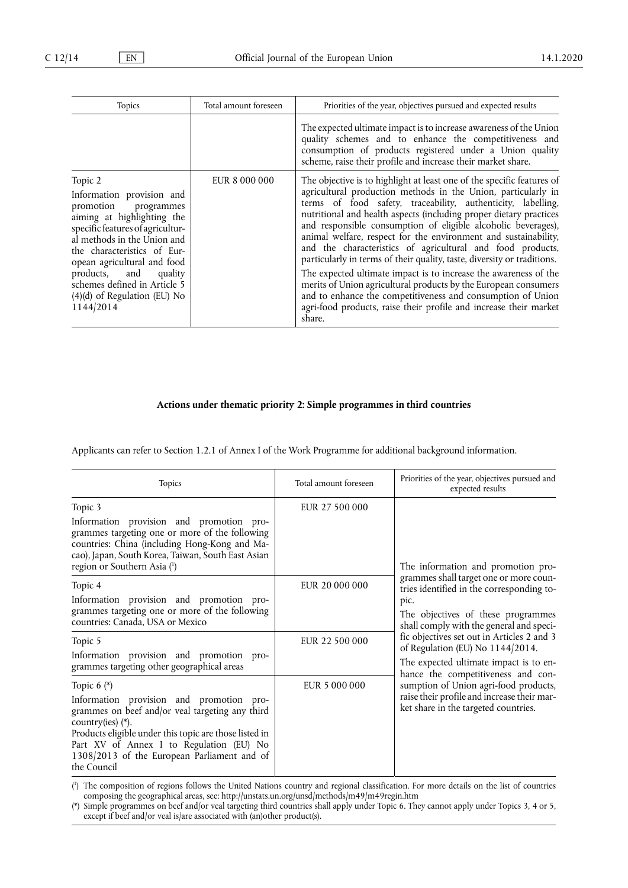| Topics | Total amount foreseen | Priorities of the year, objectives pursued and expected results |
|---|---|---|
| | | The expected ultimate impact is to increase awareness of the Union quality schemes and to enhance the competitiveness and consumption of products registered under a Union quality scheme, raise their profile and increase their market share. |
| Topic 2<br>Information provision and promotion programmes aiming at highlighting the specific features of agricultural methods in the Union and the characteristics of European agricultural and food products, and quality schemes defined in Article 5 (4)(d) of Regulation (EU) No 1144/2014 | EUR 8 000 000 | The objective is to highlight at least one of the specific features of agricultural production methods in the Union, particularly in terms of food safety, traceability, authenticity, labelling, nutritional and health aspects (including proper dietary practices and responsible consumption of eligible alcoholic beverages), animal welfare, respect for the environment and sustainability, and the characteristics of agricultural and food products, particularly in terms of their quality, taste, diversity or traditions.<br>The expected ultimate impact is to increase the awareness of the merits of Union agricultural products by the European consumers and to enhance the competitiveness and consumption of Union agri-food products, raise their profile and increase their market share. |

**Actions under thematic priority 2: Simple programmes in third countries**

Applicants can refer to Section 1.2.1 of Annex I of the Work Programme for additional background information.

| Topics | Total amount foreseen | Priorities of the year, objectives pursued and expected results |
|---|---|---|
| Topic 3<br>Information provision and promotion programmes targeting one or more of the following countries: China (including Hong-Kong and Macao), Japan, South Korea, Taiwan, South East Asian region or Southern Asia ([1]) | EUR 27 500 000 | The information and promotion programmes shall target one or more countries identified in the corresponding topic.<br>The objectives of these programmes shall comply with the general and specific objectives set out in Articles 2 and 3 of Regulation (EU) No 1144/2014.<br>The expected ultimate impact is to enhance the competitiveness and consumption of Union agri-food products, raise their profile and increase their market share in the targeted countries. |
| Topic 4<br>Information provision and promotion programmes targeting one or more of the following countries: Canada, USA or Mexico | EUR 20 000 000 | |
| Topic 5<br>Information provision and promotion programmes targeting other geographical areas | EUR 22 500 000 | |
| Topic 6 (*)<br>Information provision and promotion programmes on beef and/or veal targeting any third country(ies) (*).<br>Products eligible under this topic are those listed in Part XV of Annex I to Regulation (EU) No 1308/2013 of the European Parliament and of the Council | EUR 5 000 000 | |

([1]) The composition of regions follows the United Nations country and regional classification. For more details on the list of countries composing the geographical areas, see: http://unstats.un.org/unsd/methods/m49/m49regin.htm

(*) Simple programmes on beef and/or veal targeting third countries shall apply under Topic 6. They cannot apply under Topics 3, 4 or 5, except if beef and/or veal is/are associated with (an)other product(s).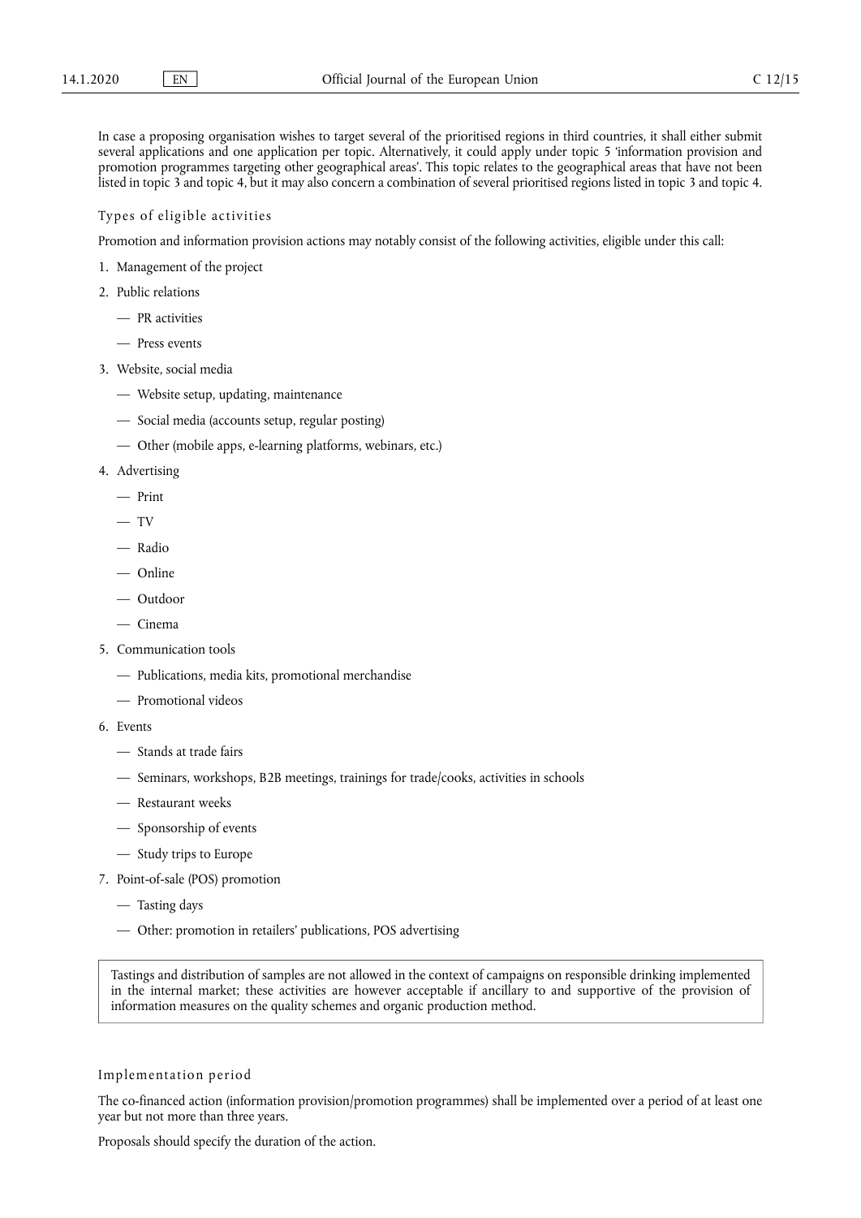In case a proposing organisation wishes to target several of the prioritised regions in third countries, it shall either submit several applications and one application per topic. Alternatively, it could apply under topic 5 'information provision and promotion programmes targeting other geographical areas'. This topic relates to the geographical areas that have not been listed in topic 3 and topic 4, but it may also concern a combination of several prioritised regions listed in topic 3 and topic 4.

### Types of eligible activities

Promotion and information provision actions may notably consist of the following activities, eligible under this call:

1. Management of the project
2. Public relations
   - PR activities
   - Press events
3. Website, social media
   - Website setup, updating, maintenance
   - Social media (accounts setup, regular posting)
   - Other (mobile apps, e-learning platforms, webinars, etc.)
4. Advertising
   - Print
   - TV
   - Radio
   - Online
   - Outdoor
   - Cinema
5. Communication tools
   - Publications, media kits, promotional merchandise
   - Promotional videos
6. Events
   - Stands at trade fairs
   - Seminars, workshops, B2B meetings, trainings for trade/cooks, activities in schools
   - Restaurant weeks
   - Sponsorship of events
   - Study trips to Europe
7. Point-of-sale (POS) promotion
   - Tasting days
   - Other: promotion in retailers' publications, POS advertising

> Tastings and distribution of samples are not allowed in the context of campaigns on responsible drinking implemented in the internal market; these activities are however acceptable if ancillary to and supportive of the provision of information measures on the quality schemes and organic production method.

### Implementation period

The co-financed action (information provision/promotion programmes) shall be implemented over a period of at least one year but not more than three years.

Proposals should specify the duration of the action.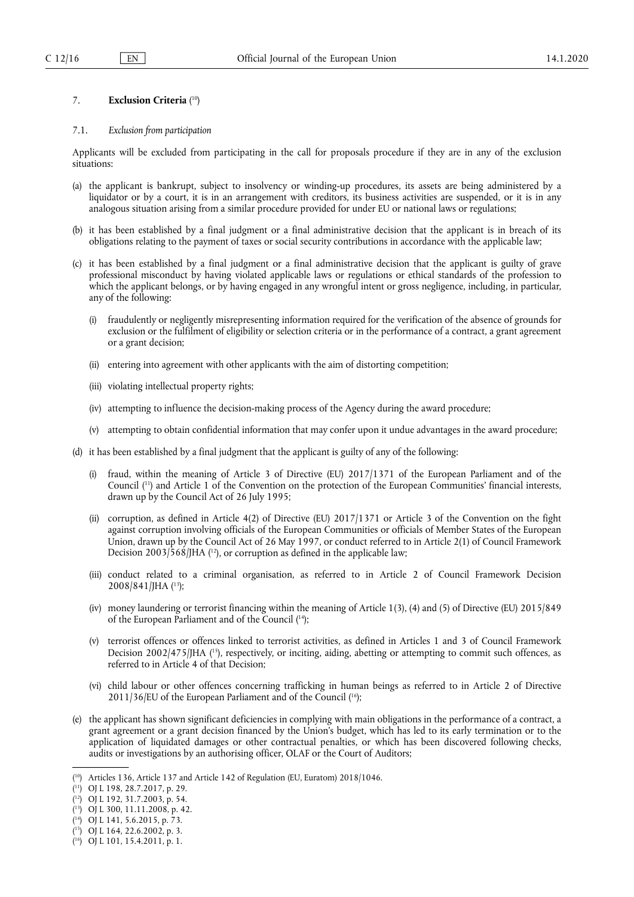## 7. **Exclusion Criteria** [10]

### 7.1. *Exclusion from participation*

Applicants will be excluded from participating in the call for proposals procedure if they are in any of the exclusion situations:

(a) the applicant is bankrupt, subject to insolvency or winding-up procedures, its assets are being administered by a liquidator or by a court, it is in an arrangement with creditors, its business activities are suspended, or it is in any analogous situation arising from a similar procedure provided for under EU or national laws or regulations;

(b) it has been established by a final judgment or a final administrative decision that the applicant is in breach of its obligations relating to the payment of taxes or social security contributions in accordance with the applicable law;

(c) it has been established by a final judgment or a final administrative decision that the applicant is guilty of grave professional misconduct by having violated applicable laws or regulations or ethical standards of the profession to which the applicant belongs, or by having engaged in any wrongful intent or gross negligence, including, in particular, any of the following:

   (i) fraudulently or negligently misrepresenting information required for the verification of the absence of grounds for exclusion or the fulfilment of eligibility or selection criteria or in the performance of a contract, a grant agreement or a grant decision;

   (ii) entering into agreement with other applicants with the aim of distorting competition;

   (iii) violating intellectual property rights;

   (iv) attempting to influence the decision-making process of the Agency during the award procedure;

   (v) attempting to obtain confidential information that may confer upon it undue advantages in the award procedure;

(d) it has been established by a final judgment that the applicant is guilty of any of the following:

   (i) fraud, within the meaning of Article 3 of Directive (EU) 2017/1371 of the European Parliament and of the Council [11] and Article 1 of the Convention on the protection of the European Communities' financial interests, drawn up by the Council Act of 26 July 1995;

   (ii) corruption, as defined in Article 4(2) of Directive (EU) 2017/1371 or Article 3 of the Convention on the fight against corruption involving officials of the European Communities or officials of Member States of the European Union, drawn up by the Council Act of 26 May 1997, or conduct referred to in Article 2(1) of Council Framework Decision 2003/568/JHA [12], or corruption as defined in the applicable law;

   (iii) conduct related to a criminal organisation, as referred to in Article 2 of Council Framework Decision 2008/841/JHA [13];

   (iv) money laundering or terrorist financing within the meaning of Article 1(3), (4) and (5) of Directive (EU) 2015/849 of the European Parliament and of the Council [14];

   (v) terrorist offences or offences linked to terrorist activities, as defined in Articles 1 and 3 of Council Framework Decision 2002/475/JHA [15], respectively, or inciting, aiding, abetting or attempting to commit such offences, as referred to in Article 4 of that Decision;

   (vi) child labour or other offences concerning trafficking in human beings as referred to in Article 2 of Directive 2011/36/EU of the European Parliament and of the Council [16];

(e) the applicant has shown significant deficiencies in complying with main obligations in the performance of a contract, a grant agreement or a grant decision financed by the Union's budget, which has led to its early termination or to the application of liquidated damages or other contractual penalties, or which has been discovered following checks, audits or investigations by an authorising officer, OLAF or the Court of Auditors;

---

[10] Articles 136, Article 137 and Article 142 of Regulation (EU, Euratom) 2018/1046.

[11] OJ L 198, 28.7.2017, p. 29.

[12] OJ L 192, 31.7.2003, p. 54.

[13] OJ L 300, 11.11.2008, p. 42.

[14] OJ L 141, 5.6.2015, p. 73.

[15] OJ L 164, 22.6.2002, p. 3.

[16] OJ L 101, 15.4.2011, p. 1.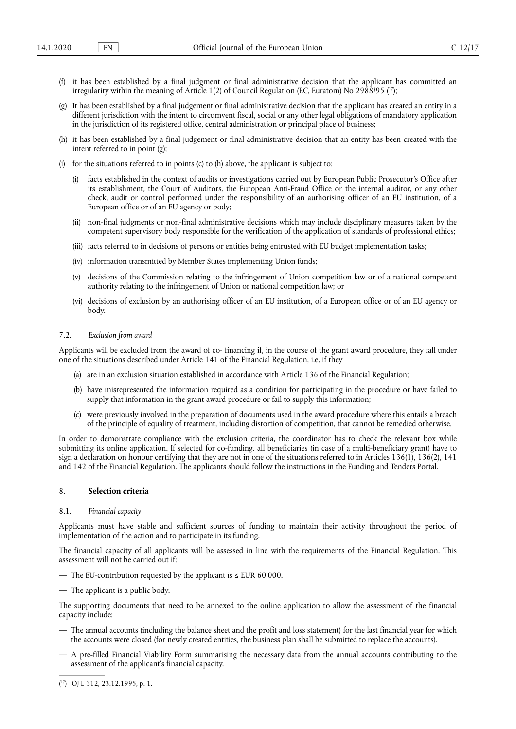(f) it has been established by a final judgment or final administrative decision that the applicant has committed an irregularity within the meaning of Article 1(2) of Council Regulation (EC, Euratom) No 2988/95 [17];

(g) It has been established by a final judgement or final administrative decision that the applicant has created an entity in a different jurisdiction with the intent to circumvent fiscal, social or any other legal obligations of mandatory application in the jurisdiction of its registered office, central administration or principal place of business;

(h) it has been established by a final judgement or final administrative decision that an entity has been created with the intent referred to in point (g);

(i) for the situations referred to in points (c) to (h) above, the applicant is subject to:

   (i) facts established in the context of audits or investigations carried out by European Public Prosecutor's Office after its establishment, the Court of Auditors, the European Anti-Fraud Office or the internal auditor, or any other check, audit or control performed under the responsibility of an authorising officer of an EU institution, of a European office or of an EU agency or body;

   (ii) non-final judgments or non-final administrative decisions which may include disciplinary measures taken by the competent supervisory body responsible for the verification of the application of standards of professional ethics;

   (iii) facts referred to in decisions of persons or entities being entrusted with EU budget implementation tasks;

   (iv) information transmitted by Member States implementing Union funds;

   (v) decisions of the Commission relating to the infringement of Union competition law or of a national competent authority relating to the infringement of Union or national competition law; or

   (vi) decisions of exclusion by an authorising officer of an EU institution, of a European office or of an EU agency or body.

### 7.2. *Exclusion from award*

Applicants will be excluded from the award of co- financing if, in the course of the grant award procedure, they fall under one of the situations described under Article 141 of the Financial Regulation, i.e. if they

(a) are in an exclusion situation established in accordance with Article 136 of the Financial Regulation;

(b) have misrepresented the information required as a condition for participating in the procedure or have failed to supply that information in the grant award procedure or fail to supply this information;

(c) were previously involved in the preparation of documents used in the award procedure where this entails a breach of the principle of equality of treatment, including distortion of competition, that cannot be remedied otherwise.

In order to demonstrate compliance with the exclusion criteria, the coordinator has to check the relevant box while submitting its online application. If selected for co-funding, all beneficiaries (in case of a multi-beneficiary grant) have to sign a declaration on honour certifying that they are not in one of the situations referred to in Articles 136(1), 136(2), 141 and 142 of the Financial Regulation. The applicants should follow the instructions in the Funding and Tenders Portal.

## 8. **Selection criteria**

### 8.1. *Financial capacity*

Applicants must have stable and sufficient sources of funding to maintain their activity throughout the period of implementation of the action and to participate in its funding.

The financial capacity of all applicants will be assessed in line with the requirements of the Financial Regulation. This assessment will not be carried out if:

— The EU-contribution requested by the applicant is ≤ EUR 60 000.

— The applicant is a public body.

The supporting documents that need to be annexed to the online application to allow the assessment of the financial capacity include:

— The annual accounts (including the balance sheet and the profit and loss statement) for the last financial year for which the accounts were closed (for newly created entities, the business plan shall be submitted to replace the accounts).

— A pre-filled Financial Viability Form summarising the necessary data from the annual accounts contributing to the assessment of the applicant's financial capacity.

---

[17] OJ L 312, 23.12.1995, p. 1.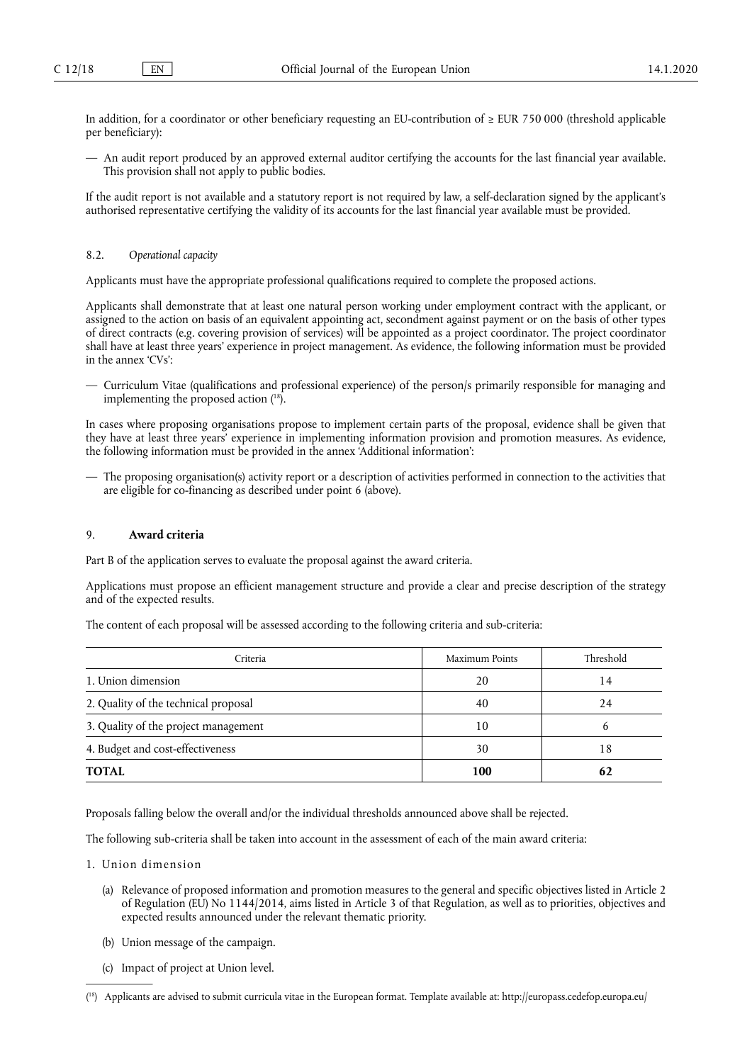In addition, for a coordinator or other beneficiary requesting an EU-contribution of ≥ EUR 750 000 (threshold applicable per beneficiary):

— An audit report produced by an approved external auditor certifying the accounts for the last financial year available. This provision shall not apply to public bodies.

If the audit report is not available and a statutory report is not required by law, a self-declaration signed by the applicant's authorised representative certifying the validity of its accounts for the last financial year available must be provided.

### 8.2. *Operational capacity*

Applicants must have the appropriate professional qualifications required to complete the proposed actions.

Applicants shall demonstrate that at least one natural person working under employment contract with the applicant, or assigned to the action on basis of an equivalent appointing act, secondment against payment or on the basis of other types of direct contracts (e.g. covering provision of services) will be appointed as a project coordinator. The project coordinator shall have at least three years' experience in project management. As evidence, the following information must be provided in the annex 'CVs':

— Curriculum Vitae (qualifications and professional experience) of the person/s primarily responsible for managing and implementing the proposed action [18].

In cases where proposing organisations propose to implement certain parts of the proposal, evidence shall be given that they have at least three years' experience in implementing information provision and promotion measures. As evidence, the following information must be provided in the annex 'Additional information':

— The proposing organisation(s) activity report or a description of activities performed in connection to the activities that are eligible for co-financing as described under point 6 (above).

## 9. **Award criteria**

Part B of the application serves to evaluate the proposal against the award criteria.

Applications must propose an efficient management structure and provide a clear and precise description of the strategy and of the expected results.

The content of each proposal will be assessed according to the following criteria and sub-criteria:

| Criteria | Maximum Points | Threshold |
|---|---|---|
| 1. Union dimension | 20 | 14 |
| 2. Quality of the technical proposal | 40 | 24 |
| 3. Quality of the project management | 10 | 6 |
| 4. Budget and cost-effectiveness | 30 | 18 |
| **TOTAL** | **100** | **62** |

Proposals falling below the overall and/or the individual thresholds announced above shall be rejected.

The following sub-criteria shall be taken into account in the assessment of each of the main award criteria:

1. Union dimension

   (a) Relevance of proposed information and promotion measures to the general and specific objectives listed in Article 2 of Regulation (EU) No 1144/2014, aims listed in Article 3 of that Regulation, as well as to priorities, objectives and expected results announced under the relevant thematic priority.

   (b) Union message of the campaign.

   (c) Impact of project at Union level.

---

[18] Applicants are advised to submit curricula vitae in the European format. Template available at: http://europass.cedefop.europa.eu/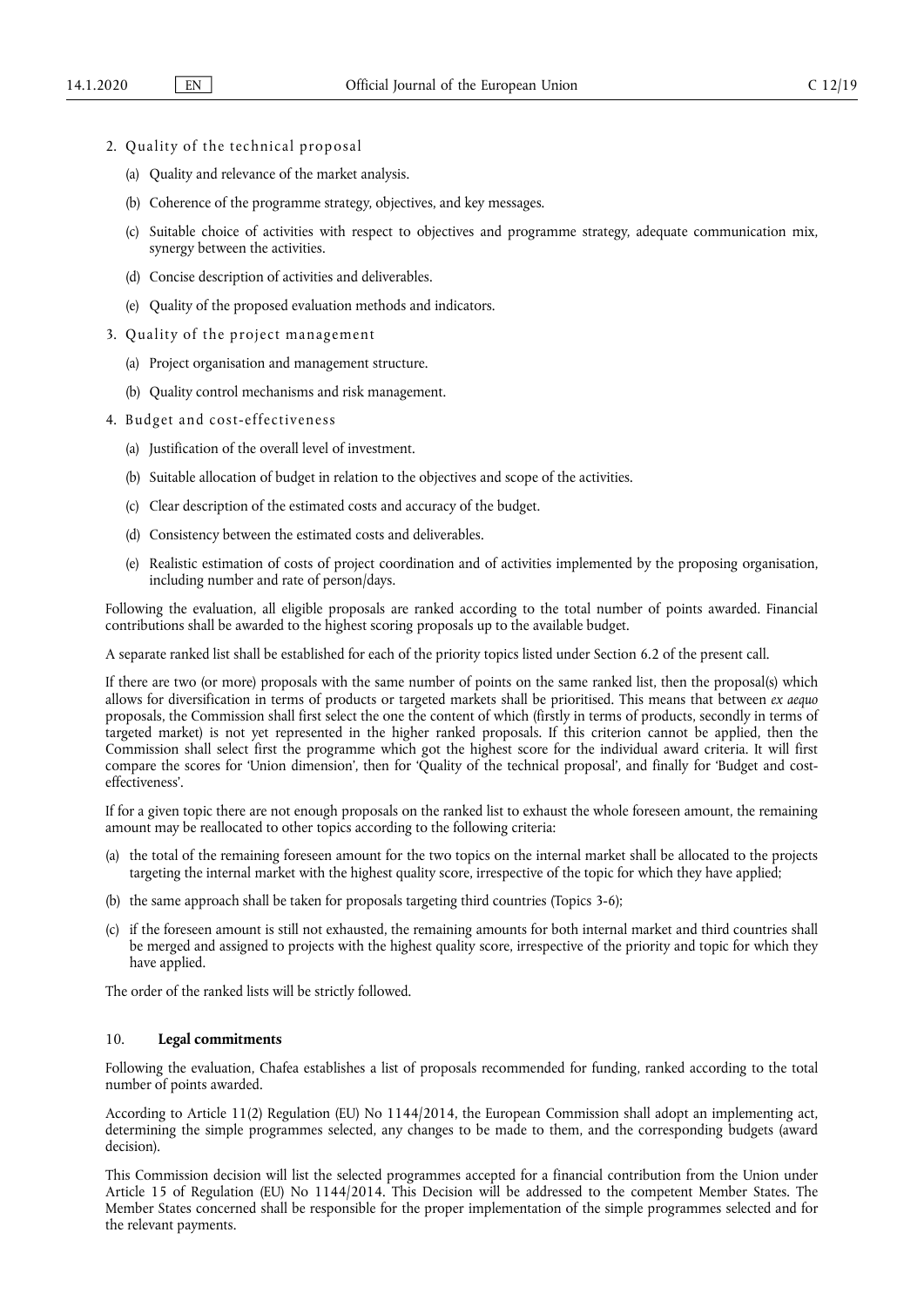2. Quality of the technical proposal

   (a) Quality and relevance of the market analysis.

   (b) Coherence of the programme strategy, objectives, and key messages.

   (c) Suitable choice of activities with respect to objectives and programme strategy, adequate communication mix, synergy between the activities.

   (d) Concise description of activities and deliverables.

   (e) Quality of the proposed evaluation methods and indicators.

3. Quality of the project management

   (a) Project organisation and management structure.

   (b) Quality control mechanisms and risk management.

4. Budget and cost-effectiveness

   (a) Justification of the overall level of investment.

   (b) Suitable allocation of budget in relation to the objectives and scope of the activities.

   (c) Clear description of the estimated costs and accuracy of the budget.

   (d) Consistency between the estimated costs and deliverables.

   (e) Realistic estimation of costs of project coordination and of activities implemented by the proposing organisation, including number and rate of person/days.

Following the evaluation, all eligible proposals are ranked according to the total number of points awarded. Financial contributions shall be awarded to the highest scoring proposals up to the available budget.

A separate ranked list shall be established for each of the priority topics listed under Section 6.2 of the present call.

If there are two (or more) proposals with the same number of points on the same ranked list, then the proposal(s) which allows for diversification in terms of products or targeted markets shall be prioritised. This means that between *ex aequo* proposals, the Commission shall first select the one the content of which (firstly in terms of products, secondly in terms of targeted market) is not yet represented in the higher ranked proposals. If this criterion cannot be applied, then the Commission shall select first the programme which got the highest score for the individual award criteria. It will first compare the scores for 'Union dimension', then for 'Quality of the technical proposal', and finally for 'Budget and cost-effectiveness'.

If for a given topic there are not enough proposals on the ranked list to exhaust the whole foreseen amount, the remaining amount may be reallocated to other topics according to the following criteria:

(a) the total of the remaining foreseen amount for the two topics on the internal market shall be allocated to the projects targeting the internal market with the highest quality score, irrespective of the topic for which they have applied;

(b) the same approach shall be taken for proposals targeting third countries (Topics 3-6);

(c) if the foreseen amount is still not exhausted, the remaining amounts for both internal market and third countries shall be merged and assigned to projects with the highest quality score, irrespective of the priority and topic for which they have applied.

The order of the ranked lists will be strictly followed.

## 10. **Legal commitments**

Following the evaluation, Chafea establishes a list of proposals recommended for funding, ranked according to the total number of points awarded.

According to Article 11(2) Regulation (EU) No 1144/2014, the European Commission shall adopt an implementing act, determining the simple programmes selected, any changes to be made to them, and the corresponding budgets (award decision).

This Commission decision will list the selected programmes accepted for a financial contribution from the Union under Article 15 of Regulation (EU) No 1144/2014. This Decision will be addressed to the competent Member States. The Member States concerned shall be responsible for the proper implementation of the simple programmes selected and for the relevant payments.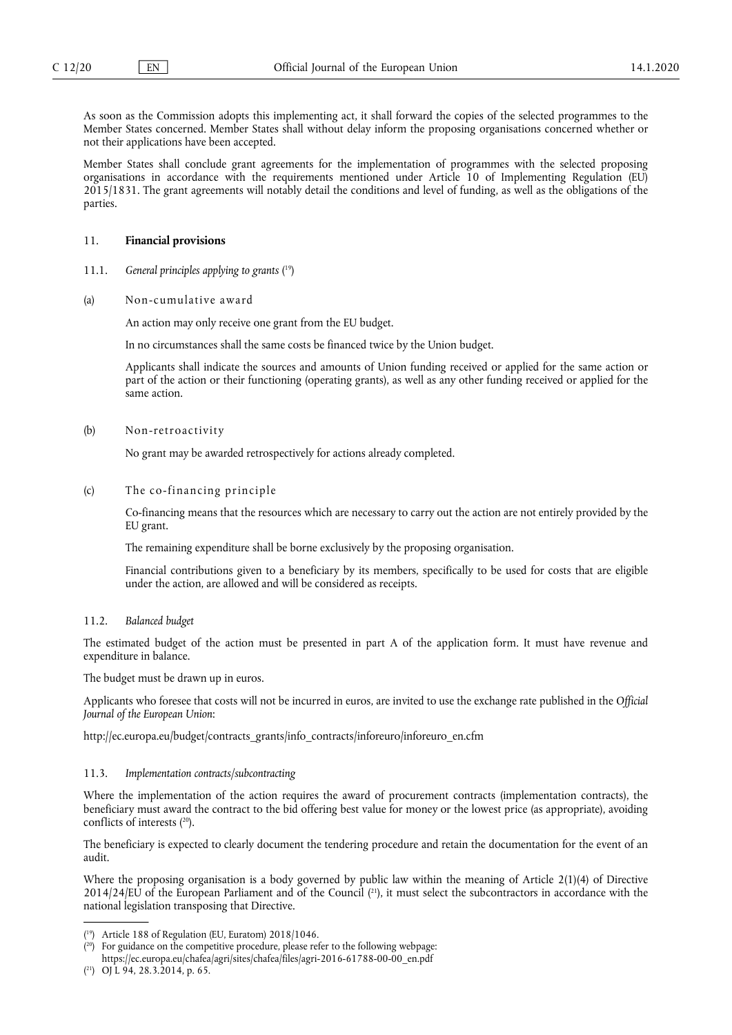As soon as the Commission adopts this implementing act, it shall forward the copies of the selected programmes to the Member States concerned. Member States shall without delay inform the proposing organisations concerned whether or not their applications have been accepted.

Member States shall conclude grant agreements for the implementation of programmes with the selected proposing organisations in accordance with the requirements mentioned under Article 10 of Implementing Regulation (EU) 2015/1831. The grant agreements will notably detail the conditions and level of funding, as well as the obligations of the parties.

## 11. **Financial provisions**

### 11.1. *General principles applying to grants* ([19])

(a) Non-cumulative award

An action may only receive one grant from the EU budget.

In no circumstances shall the same costs be financed twice by the Union budget.

Applicants shall indicate the sources and amounts of Union funding received or applied for the same action or part of the action or their functioning (operating grants), as well as any other funding received or applied for the same action.

(b) Non-retroactivity

No grant may be awarded retrospectively for actions already completed.

(c) The co-financing principle

Co-financing means that the resources which are necessary to carry out the action are not entirely provided by the EU grant.

The remaining expenditure shall be borne exclusively by the proposing organisation.

Financial contributions given to a beneficiary by its members, specifically to be used for costs that are eligible under the action, are allowed and will be considered as receipts.

### 11.2. *Balanced budget*

The estimated budget of the action must be presented in part A of the application form. It must have revenue and expenditure in balance.

The budget must be drawn up in euros.

Applicants who foresee that costs will not be incurred in euros, are invited to use the exchange rate published in the *Official Journal of the European Union*:

http://ec.europa.eu/budget/contracts_grants/info_contracts/inforeuro/inforeuro_en.cfm

### 11.3. *Implementation contracts/subcontracting*

Where the implementation of the action requires the award of procurement contracts (implementation contracts), the beneficiary must award the contract to the bid offering best value for money or the lowest price (as appropriate), avoiding conflicts of interests ([20]).

The beneficiary is expected to clearly document the tendering procedure and retain the documentation for the event of an audit.

Where the proposing organisation is a body governed by public law within the meaning of Article 2(1)(4) of Directive 2014/24/EU of the European Parliament and of the Council ([21]), it must select the subcontractors in accordance with the national legislation transposing that Directive.

---

([19]) Article 188 of Regulation (EU, Euratom) 2018/1046.

([20]) For guidance on the competitive procedure, please refer to the following webpage: https://ec.europa.eu/chafea/agri/sites/chafea/files/agri-2016-61788-00-00_en.pdf

([21]) OJ L 94, 28.3.2014, p. 65.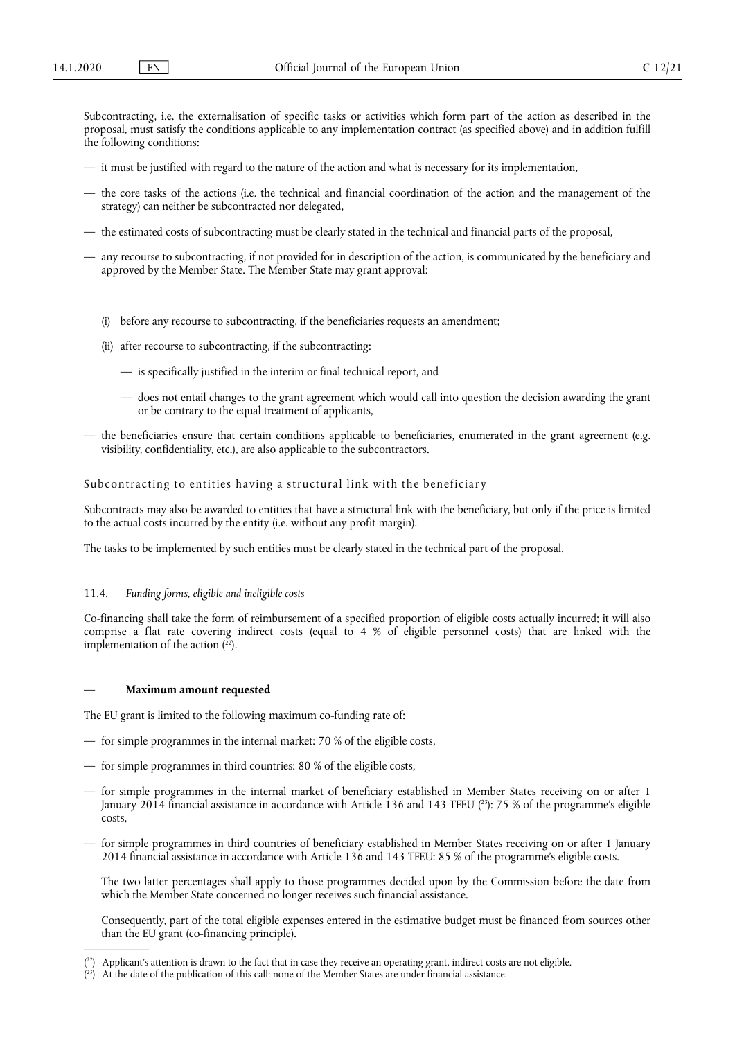Subcontracting, i.e. the externalisation of specific tasks or activities which form part of the action as described in the proposal, must satisfy the conditions applicable to any implementation contract (as specified above) and in addition fulfill the following conditions:

- it must be justified with regard to the nature of the action and what is necessary for its implementation,
- the core tasks of the actions (i.e. the technical and financial coordination of the action and the management of the strategy) can neither be subcontracted nor delegated,
- the estimated costs of subcontracting must be clearly stated in the technical and financial parts of the proposal,
- any recourse to subcontracting, if not provided for in description of the action, is communicated by the beneficiary and approved by the Member State. The Member State may grant approval:

  (i) before any recourse to subcontracting, if the beneficiaries requests an amendment;

  (ii) after recourse to subcontracting, if the subcontracting:

  - is specifically justified in the interim or final technical report, and
  - does not entail changes to the grant agreement which would call into question the decision awarding the grant or be contrary to the equal treatment of applicants,

- the beneficiaries ensure that certain conditions applicable to beneficiaries, enumerated in the grant agreement (e.g. visibility, confidentiality, etc.), are also applicable to the subcontractors.

Subcontracting to entities having a structural link with the beneficiary

Subcontracts may also be awarded to entities that have a structural link with the beneficiary, but only if the price is limited to the actual costs incurred by the entity (i.e. without any profit margin).

The tasks to be implemented by such entities must be clearly stated in the technical part of the proposal.

### 11.4. *Funding forms, eligible and ineligible costs*

Co-financing shall take the form of reimbursement of a specified proportion of eligible costs actually incurred; it will also comprise a flat rate covering indirect costs (equal to 4 % of eligible personnel costs) that are linked with the implementation of the action ([22]).

— **Maximum amount requested**

The EU grant is limited to the following maximum co-funding rate of:

- for simple programmes in the internal market: 70 % of the eligible costs,
- for simple programmes in third countries: 80 % of the eligible costs,
- for simple programmes in the internal market of beneficiary established in Member States receiving on or after 1 January 2014 financial assistance in accordance with Article 136 and 143 TFEU ([23]): 75 % of the programme's eligible costs,
- for simple programmes in third countries of beneficiary established in Member States receiving on or after 1 January 2014 financial assistance in accordance with Article 136 and 143 TFEU: 85 % of the programme's eligible costs.

  The two latter percentages shall apply to those programmes decided upon by the Commission before the date from which the Member State concerned no longer receives such financial assistance.

  Consequently, part of the total eligible expenses entered in the estimative budget must be financed from sources other than the EU grant (co-financing principle).

---

([22]) Applicant's attention is drawn to the fact that in case they receive an operating grant, indirect costs are not eligible.

([23]) At the date of the publication of this call: none of the Member States are under financial assistance.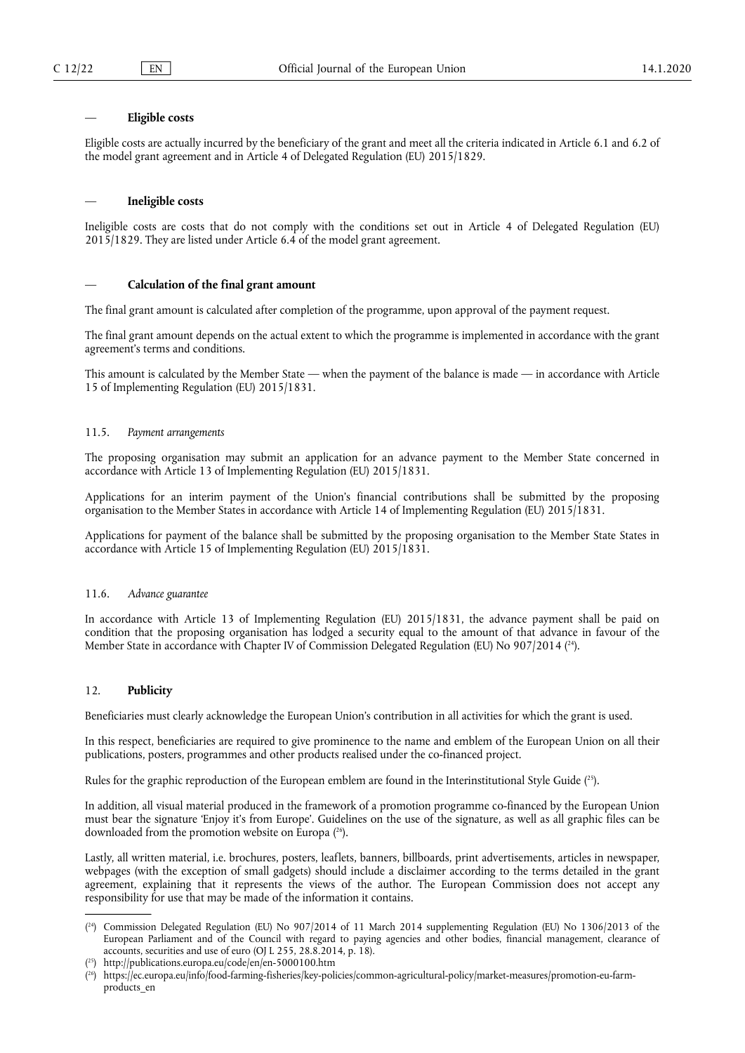— **Eligible costs**

Eligible costs are actually incurred by the beneficiary of the grant and meet all the criteria indicated in Article 6.1 and 6.2 of the model grant agreement and in Article 4 of Delegated Regulation (EU) 2015/1829.

— **Ineligible costs**

Ineligible costs are costs that do not comply with the conditions set out in Article 4 of Delegated Regulation (EU) 2015/1829. They are listed under Article 6.4 of the model grant agreement.

— **Calculation of the final grant amount**

The final grant amount is calculated after completion of the programme, upon approval of the payment request.

The final grant amount depends on the actual extent to which the programme is implemented in accordance with the grant agreement's terms and conditions.

This amount is calculated by the Member State — when the payment of the balance is made — in accordance with Article 15 of Implementing Regulation (EU) 2015/1831.

### 11.5. *Payment arrangements*

The proposing organisation may submit an application for an advance payment to the Member State concerned in accordance with Article 13 of Implementing Regulation (EU) 2015/1831.

Applications for an interim payment of the Union's financial contributions shall be submitted by the proposing organisation to the Member States in accordance with Article 14 of Implementing Regulation (EU) 2015/1831.

Applications for payment of the balance shall be submitted by the proposing organisation to the Member State States in accordance with Article 15 of Implementing Regulation (EU) 2015/1831.

### 11.6. *Advance guarantee*

In accordance with Article 13 of Implementing Regulation (EU) 2015/1831, the advance payment shall be paid on condition that the proposing organisation has lodged a security equal to the amount of that advance in favour of the Member State in accordance with Chapter IV of Commission Delegated Regulation (EU) No 907/2014 [24].

## 12. **Publicity**

Beneficiaries must clearly acknowledge the European Union's contribution in all activities for which the grant is used.

In this respect, beneficiaries are required to give prominence to the name and emblem of the European Union on all their publications, posters, programmes and other products realised under the co-financed project.

Rules for the graphic reproduction of the European emblem are found in the Interinstitutional Style Guide [25].

In addition, all visual material produced in the framework of a promotion programme co-financed by the European Union must bear the signature 'Enjoy it's from Europe'. Guidelines on the use of the signature, as well as all graphic files can be downloaded from the promotion website on Europa [26].

Lastly, all written material, i.e. brochures, posters, leaflets, banners, billboards, print advertisements, articles in newspaper, webpages (with the exception of small gadgets) should include a disclaimer according to the terms detailed in the grant agreement, explaining that it represents the views of the author. The European Commission does not accept any responsibility for use that may be made of the information it contains.

---

[24] Commission Delegated Regulation (EU) No 907/2014 of 11 March 2014 supplementing Regulation (EU) No 1306/2013 of the European Parliament and of the Council with regard to paying agencies and other bodies, financial management, clearance of accounts, securities and use of euro (OJ L 255, 28.8.2014, p. 18).

[25] http://publications.europa.eu/code/en/en-5000100.htm

[26] https://ec.europa.eu/info/food-farming-fisheries/key-policies/common-agricultural-policy/market-measures/promotion-eu-farm-products_en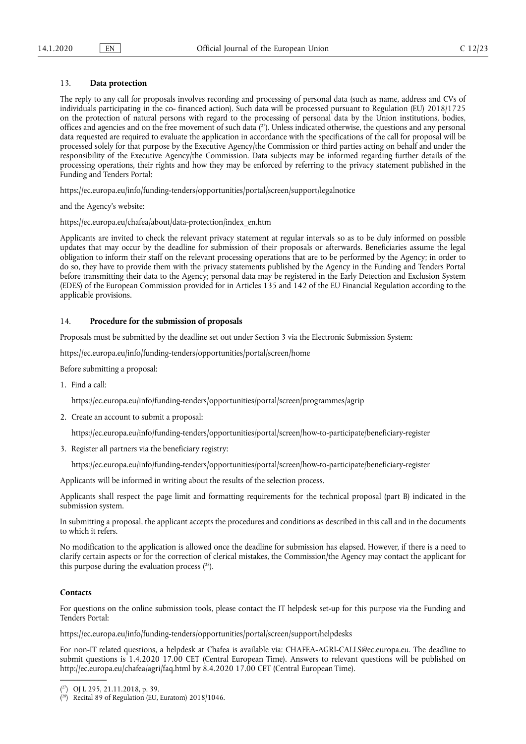## 13. **Data protection**

The reply to any call for proposals involves recording and processing of personal data (such as name, address and CVs of individuals participating in the co- financed action). Such data will be processed pursuant to Regulation (EU) 2018/1725 on the protection of natural persons with regard to the processing of personal data by the Union institutions, bodies, offices and agencies and on the free movement of such data [27]. Unless indicated otherwise, the questions and any personal data requested are required to evaluate the application in accordance with the specifications of the call for proposal will be processed solely for that purpose by the Executive Agency/the Commission or third parties acting on behalf and under the responsibility of the Executive Agency/the Commission. Data subjects may be informed regarding further details of the processing operations, their rights and how they may be enforced by referring to the privacy statement published in the Funding and Tenders Portal:

https://ec.europa.eu/info/funding-tenders/opportunities/portal/screen/support/legalnotice

and the Agency's website:

https://ec.europa.eu/chafea/about/data-protection/index_en.htm

Applicants are invited to check the relevant privacy statement at regular intervals so as to be duly informed on possible updates that may occur by the deadline for submission of their proposals or afterwards. Beneficiaries assume the legal obligation to inform their staff on the relevant processing operations that are to be performed by the Agency; in order to do so, they have to provide them with the privacy statements published by the Agency in the Funding and Tenders Portal before transmitting their data to the Agency; personal data may be registered in the Early Detection and Exclusion System (EDES) of the European Commission provided for in Articles 135 and 142 of the EU Financial Regulation according to the applicable provisions.

## 14. **Procedure for the submission of proposals**

Proposals must be submitted by the deadline set out under Section 3 via the Electronic Submission System:

https://ec.europa.eu/info/funding-tenders/opportunities/portal/screen/home

Before submitting a proposal:

1. Find a call:

   https://ec.europa.eu/info/funding-tenders/opportunities/portal/screen/programmes/agrip

2. Create an account to submit a proposal:

   https://ec.europa.eu/info/funding-tenders/opportunities/portal/screen/how-to-participate/beneficiary-register

3. Register all partners via the beneficiary registry:

   https://ec.europa.eu/info/funding-tenders/opportunities/portal/screen/how-to-participate/beneficiary-register

Applicants will be informed in writing about the results of the selection process.

Applicants shall respect the page limit and formatting requirements for the technical proposal (part B) indicated in the submission system.

In submitting a proposal, the applicant accepts the procedures and conditions as described in this call and in the documents to which it refers.

No modification to the application is allowed once the deadline for submission has elapsed. However, if there is a need to clarify certain aspects or for the correction of clerical mistakes, the Commission/the Agency may contact the applicant for this purpose during the evaluation process [28].

### **Contacts**

For questions on the online submission tools, please contact the IT helpdesk set-up for this purpose via the Funding and Tenders Portal:

https://ec.europa.eu/info/funding-tenders/opportunities/portal/screen/support/helpdesks

For non-IT related questions, a helpdesk at Chafea is available via: CHAFEA-AGRI-CALLS@ec.europa.eu. The deadline to submit questions is 1.4.2020 17.00 CET (Central European Time). Answers to relevant questions will be published on http://ec.europa.eu/chafea/agri/faq.html by 8.4.2020 17.00 CET (Central European Time).

---

[27] OJ L 295, 21.11.2018, p. 39.

[28] Recital 89 of Regulation (EU, Euratom) 2018/1046.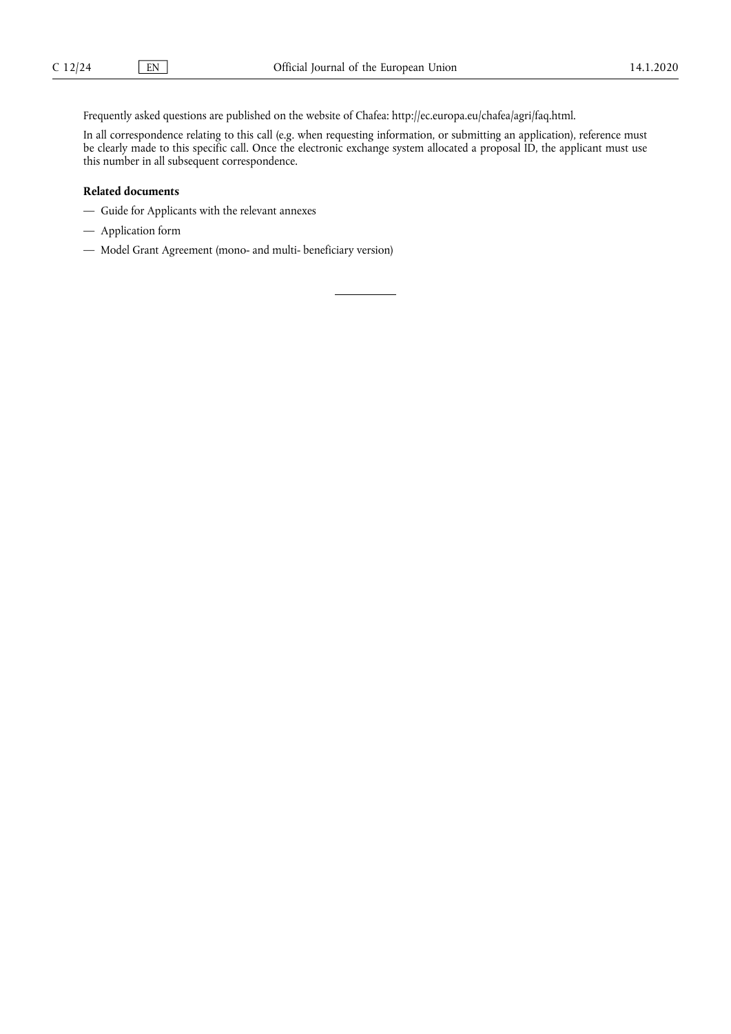Frequently asked questions are published on the website of Chafea: http://ec.europa.eu/chafea/agri/faq.html.

In all correspondence relating to this call (e.g. when requesting information, or submitting an application), reference must be clearly made to this specific call. Once the electronic exchange system allocated a proposal ID, the applicant must use this number in all subsequent correspondence.

**Related documents**

— Guide for Applicants with the relevant annexes

— Application form

— Model Grant Agreement (mono- and multi- beneficiary version)